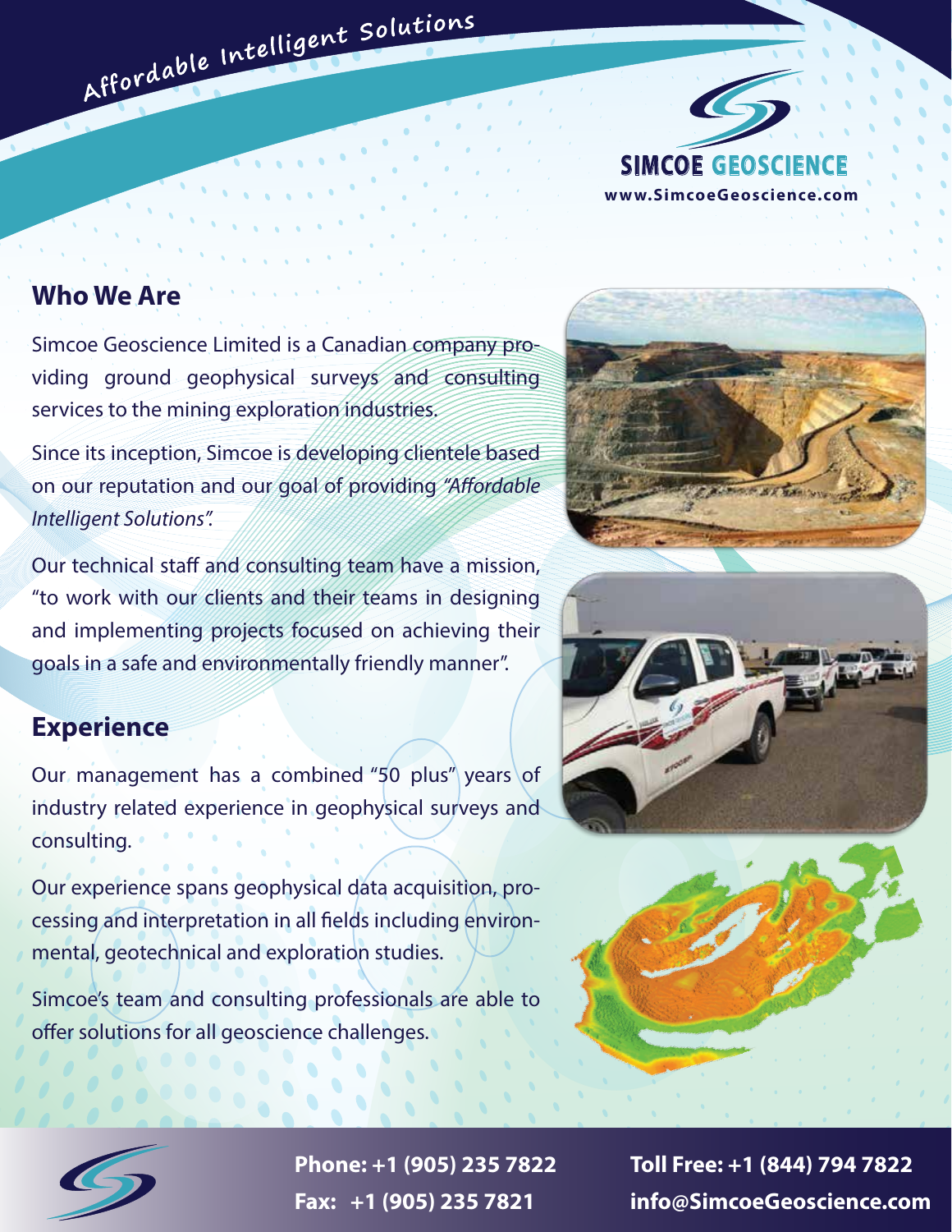Affordable Intelligent Solutions

SIMCOE GEOSCIENCE
www.SimcoeGeoscience.com

## Who We Are

Simcoe Geoscience Limited is a Canadian company providing ground geophysical surveys and consulting services to the mining exploration industries.

Since its inception, Simcoe is developing clientele based on our reputation and our goal of providing *"Affordable Intelligent Solutions".*

Our technical staff and consulting team have a mission, "to work with our clients and their teams in designing and implementing projects focused on achieving their goals in a safe and environmentally friendly manner".

## Experience

Our management has a combined "50 plus" years of industry related experience in geophysical surveys and consulting.

Our experience spans geophysical data acquisition, processing and interpretation in all fields including environmental, geotechnical and exploration studies.

Simcoe's team and consulting professionals are able to offer solutions for all geoscience challenges.

**Phone: +1 (905) 235 7822**
**Fax: +1 (905) 235 7821**
**Toll Free: +1 (844) 794 7822**
**info@SimcoeGeoscience.com**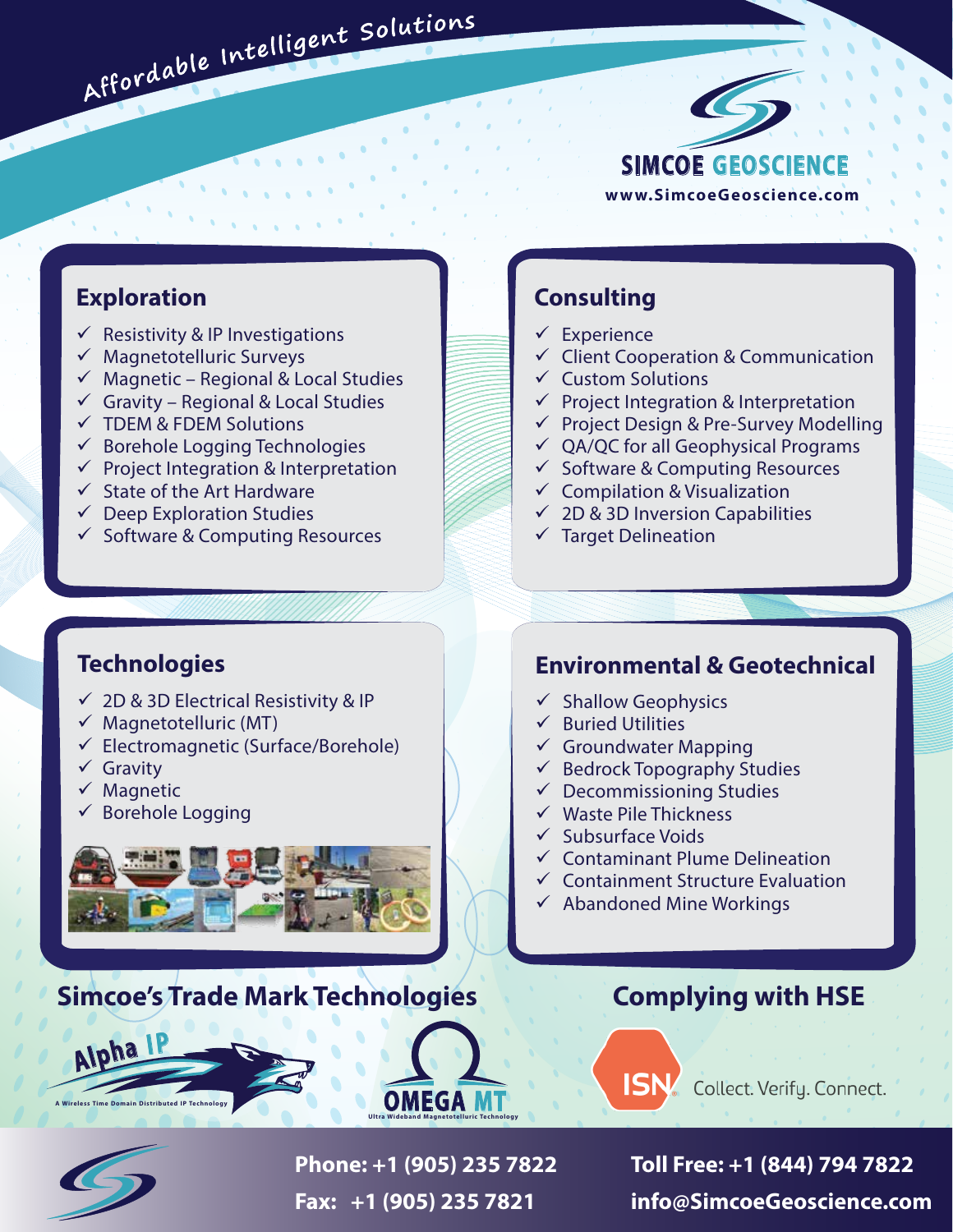Affordable Intelligent Solutions

**SIMCOE GEOSCIENCE**

www.SimcoeGeoscience.com

## Exploration

- ✓ Resistivity & IP Investigations
- ✓ Magnetotelluric Surveys
- ✓ Magnetic – Regional & Local Studies
- ✓ Gravity – Regional & Local Studies
- ✓ TDEM & FDEM Solutions
- ✓ Borehole Logging Technologies
- ✓ Project Integration & Interpretation
- ✓ State of the Art Hardware
- ✓ Deep Exploration Studies
- ✓ Software & Computing Resources

## Consulting

- ✓ Experience
- ✓ Client Cooperation & Communication
- ✓ Custom Solutions
- ✓ Project Integration & Interpretation
- ✓ Project Design & Pre-Survey Modelling
- ✓ QA/QC for all Geophysical Programs
- ✓ Software & Computing Resources
- ✓ Compilation & Visualization
- ✓ 2D & 3D Inversion Capabilities
- ✓ Target Delineation

## Technologies

- ✓ 2D & 3D Electrical Resistivity & IP
- ✓ Magnetotelluric (MT)
- ✓ Electromagnetic (Surface/Borehole)
- ✓ Gravity
- ✓ Magnetic
- ✓ Borehole Logging

## Environmental & Geotechnical

- ✓ Shallow Geophysics
- ✓ Buried Utilities
- ✓ Groundwater Mapping
- ✓ Bedrock Topography Studies
- ✓ Decommissioning Studies
- ✓ Waste Pile Thickness
- ✓ Subsurface Voids
- ✓ Contaminant Plume Delineation
- ✓ Containment Structure Evaluation
- ✓ Abandoned Mine Workings

## Simcoe's Trade Mark Technologies

Alpha IP – A Wireless Time Domain Distributed IP Technology

OMEGA MT – Ultra Wideband Magnetotelluric Technology

## Complying with HSE

ISN Collect. Verify. Connect.

**Phone: +1 (905) 235 7822**
**Fax: +1 (905) 235 7821**

**Toll Free: +1 (844) 794 7822**
**info@SimcoeGeoscience.com**